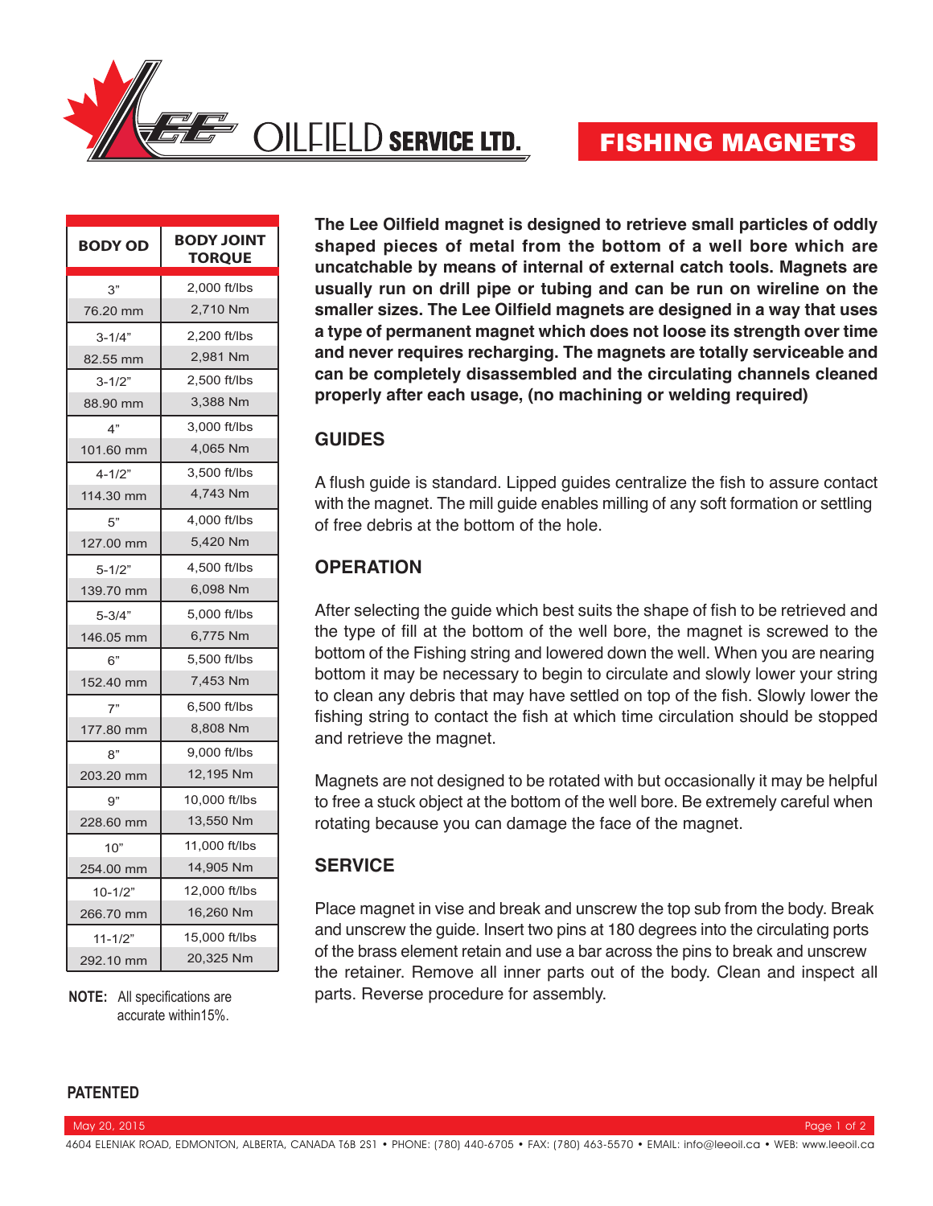# Lee Oilfield Service Ltd.

## FISHING MAGNETS

| BODY OD | BODY JOINT TORQUE |
|---|---|
| 3"<br>76.20 mm | 2,000 ft/lbs<br>2,710 Nm |
| 3-1/4"<br>82.55 mm | 2,200 ft/lbs<br>2,981 Nm |
| 3-1/2"<br>88.90 mm | 2,500 ft/lbs<br>3,388 Nm |
| 4"<br>101.60 mm | 3,000 ft/lbs<br>4,065 Nm |
| 4-1/2"<br>114.30 mm | 3,500 ft/lbs<br>4,743 Nm |
| 5"<br>127.00 mm | 4,000 ft/lbs<br>5,420 Nm |
| 5-1/2"<br>139.70 mm | 4,500 ft/lbs<br>6,098 Nm |
| 5-3/4"<br>146.05 mm | 5,000 ft/lbs<br>6,775 Nm |
| 6"<br>152.40 mm | 5,500 ft/lbs<br>7,453 Nm |
| 7"<br>177.80 mm | 6,500 ft/lbs<br>8,808 Nm |
| 8"<br>203.20 mm | 9,000 ft/lbs<br>12,195 Nm |
| 9"<br>228.60 mm | 10,000 ft/lbs<br>13,550 Nm |
| 10"<br>254.00 mm | 11,000 ft/lbs<br>14,905 Nm |
| 10-1/2"<br>266.70 mm | 12,000 ft/lbs<br>16,260 Nm |
| 11-1/2"<br>292.10 mm | 15,000 ft/lbs<br>20,325 Nm |

**NOTE:** All specifications are accurate within15%.

**The Lee Oilfield magnet is designed to retrieve small particles of oddly shaped pieces of metal from the bottom of a well bore which are uncatchable by means of internal of external catch tools. Magnets are usually run on drill pipe or tubing and can be run on wireline on the smaller sizes. The Lee Oilfield magnets are designed in a way that uses a type of permanent magnet which does not loose its strength over time and never requires recharging. The magnets are totally serviceable and can be completely disassembled and the circulating channels cleaned properly after each usage, (no machining or welding required)**

### GUIDES

A flush guide is standard. Lipped guides centralize the fish to assure contact with the magnet. The mill guide enables milling of any soft formation or settling of free debris at the bottom of the hole.

### OPERATION

After selecting the guide which best suits the shape of fish to be retrieved and the type of fill at the bottom of the well bore, the magnet is screwed to the bottom of the Fishing string and lowered down the well. When you are nearing bottom it may be necessary to begin to circulate and slowly lower your string to clean any debris that may have settled on top of the fish. Slowly lower the fishing string to contact the fish at which time circulation should be stopped and retrieve the magnet.

Magnets are not designed to be rotated with but occasionally it may be helpful to free a stuck object at the bottom of the well bore. Be extremely careful when rotating because you can damage the face of the magnet.

### SERVICE

Place magnet in vise and break and unscrew the top sub from the body. Break and unscrew the guide. Insert two pins at 180 degrees into the circulating ports of the brass element retain and use a bar across the pins to break and unscrew the retainer. Remove all inner parts out of the body. Clean and inspect all parts. Reverse procedure for assembly.

**PATENTED**

May 20, 2015

4604 ELENIAK ROAD, EDMONTON, ALBERTA, CANADA T6B 2S1 • PHONE: (780) 440-6705 • FAX: (780) 463-5570 • EMAIL: info@leeoil.ca • WEB: www.leeoil.ca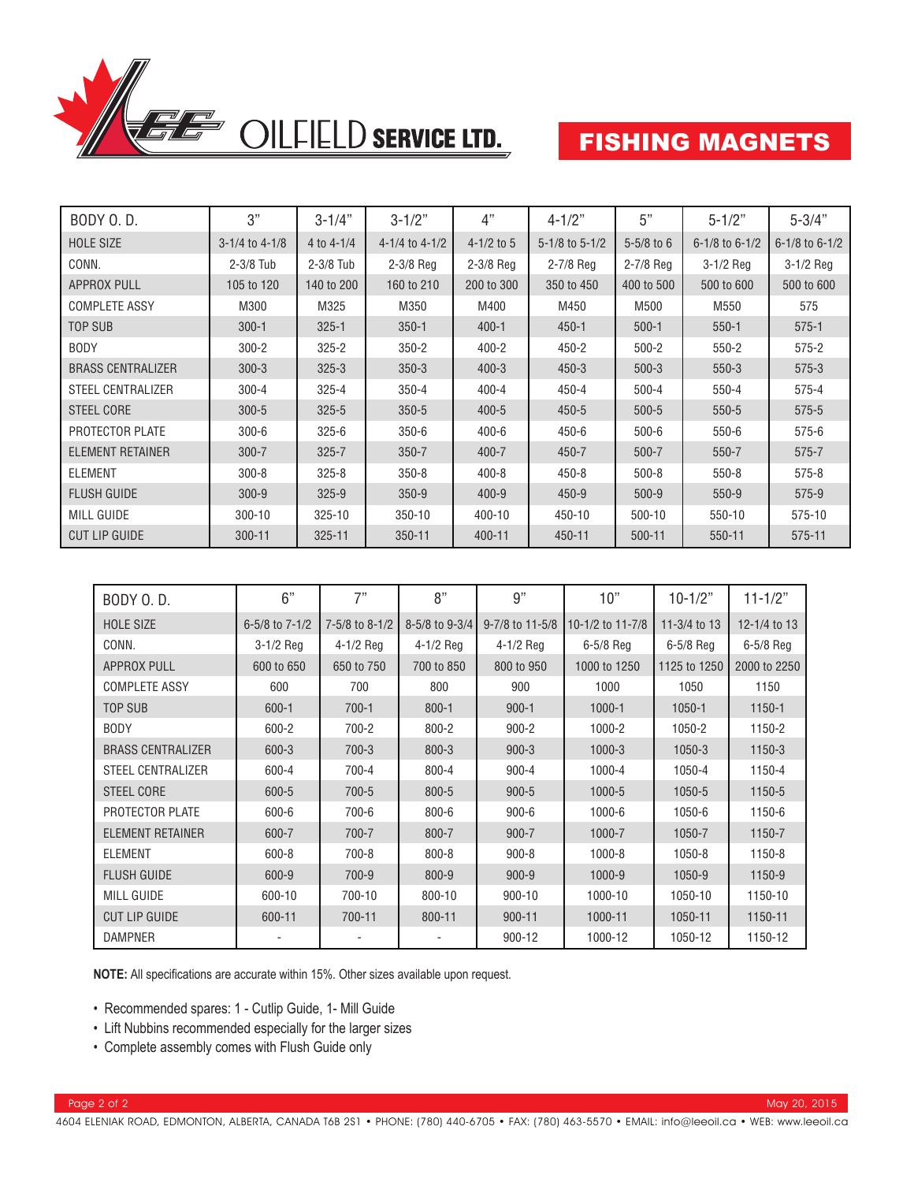LEE OILFIELD SERVICE LTD.

# FISHING MAGNETS

| BODY O. D. | 3" | 3-1/4" | 3-1/2" | 4" | 4-1/2" | 5" | 5-1/2" | 5-3/4" |
|---|---|---|---|---|---|---|---|---|
| HOLE SIZE | 3-1/4 to 4-1/8 | 4 to 4-1/4 | 4-1/4 to 4-1/2 | 4-1/2 to 5 | 5-1/8 to 5-1/2 | 5-5/8 to 6 | 6-1/8 to 6-1/2 | 6-1/8 to 6-1/2 |
| CONN. | 2-3/8 Tub | 2-3/8 Tub | 2-3/8 Reg | 2-3/8 Reg | 2-7/8 Reg | 2-7/8 Reg | 3-1/2 Reg | 3-1/2 Reg |
| APPROX PULL | 105 to 120 | 140 to 200 | 160 to 210 | 200 to 300 | 350 to 450 | 400 to 500 | 500 to 600 | 500 to 600 |
| COMPLETE ASSY | M300 | M325 | M350 | M400 | M450 | M500 | M550 | 575 |
| TOP SUB | 300-1 | 325-1 | 350-1 | 400-1 | 450-1 | 500-1 | 550-1 | 575-1 |
| BODY | 300-2 | 325-2 | 350-2 | 400-2 | 450-2 | 500-2 | 550-2 | 575-2 |
| BRASS CENTRALIZER | 300-3 | 325-3 | 350-3 | 400-3 | 450-3 | 500-3 | 550-3 | 575-3 |
| STEEL CENTRALIZER | 300-4 | 325-4 | 350-4 | 400-4 | 450-4 | 500-4 | 550-4 | 575-4 |
| STEEL CORE | 300-5 | 325-5 | 350-5 | 400-5 | 450-5 | 500-5 | 550-5 | 575-5 |
| PROTECTOR PLATE | 300-6 | 325-6 | 350-6 | 400-6 | 450-6 | 500-6 | 550-6 | 575-6 |
| ELEMENT RETAINER | 300-7 | 325-7 | 350-7 | 400-7 | 450-7 | 500-7 | 550-7 | 575-7 |
| ELEMENT | 300-8 | 325-8 | 350-8 | 400-8 | 450-8 | 500-8 | 550-8 | 575-8 |
| FLUSH GUIDE | 300-9 | 325-9 | 350-9 | 400-9 | 450-9 | 500-9 | 550-9 | 575-9 |
| MILL GUIDE | 300-10 | 325-10 | 350-10 | 400-10 | 450-10 | 500-10 | 550-10 | 575-10 |
| CUT LIP GUIDE | 300-11 | 325-11 | 350-11 | 400-11 | 450-11 | 500-11 | 550-11 | 575-11 |

| BODY O. D. | 6" | 7" | 8" | 9" | 10" | 10-1/2" | 11-1/2" |
|---|---|---|---|---|---|---|---|
| HOLE SIZE | 6-5/8 to 7-1/2 | 7-5/8 to 8-1/2 | 8-5/8 to 9-3/4 | 9-7/8 to 11-5/8 | 10-1/2 to 11-7/8 | 11-3/4 to 13 | 12-1/4 to 13 |
| CONN. | 3-1/2 Reg | 4-1/2 Reg | 4-1/2 Reg | 4-1/2 Reg | 6-5/8 Reg | 6-5/8 Reg | 6-5/8 Reg |
| APPROX PULL | 600 to 650 | 650 to 750 | 700 to 850 | 800 to 950 | 1000 to 1250 | 1125 to 1250 | 2000 to 2250 |
| COMPLETE ASSY | 600 | 700 | 800 | 900 | 1000 | 1050 | 1150 |
| TOP SUB | 600-1 | 700-1 | 800-1 | 900-1 | 1000-1 | 1050-1 | 1150-1 |
| BODY | 600-2 | 700-2 | 800-2 | 900-2 | 1000-2 | 1050-2 | 1150-2 |
| BRASS CENTRALIZER | 600-3 | 700-3 | 800-3 | 900-3 | 1000-3 | 1050-3 | 1150-3 |
| STEEL CENTRALIZER | 600-4 | 700-4 | 800-4 | 900-4 | 1000-4 | 1050-4 | 1150-4 |
| STEEL CORE | 600-5 | 700-5 | 800-5 | 900-5 | 1000-5 | 1050-5 | 1150-5 |
| PROTECTOR PLATE | 600-6 | 700-6 | 800-6 | 900-6 | 1000-6 | 1050-6 | 1150-6 |
| ELEMENT RETAINER | 600-7 | 700-7 | 800-7 | 900-7 | 1000-7 | 1050-7 | 1150-7 |
| ELEMENT | 600-8 | 700-8 | 800-8 | 900-8 | 1000-8 | 1050-8 | 1150-8 |
| FLUSH GUIDE | 600-9 | 700-9 | 800-9 | 900-9 | 1000-9 | 1050-9 | 1150-9 |
| MILL GUIDE | 600-10 | 700-10 | 800-10 | 900-10 | 1000-10 | 1050-10 | 1150-10 |
| CUT LIP GUIDE | 600-11 | 700-11 | 800-11 | 900-11 | 1000-11 | 1050-11 | 1150-11 |
| DAMPNER | - | - | - | 900-12 | 1000-12 | 1050-12 | 1150-12 |

**NOTE:** All specifications are accurate within 15%. Other sizes available upon request.

- Recommended spares: 1 - Cutlip Guide, 1- Mill Guide
- Lift Nubbins recommended especially for the larger sizes
- Complete assembly comes with Flush Guide only

May 20, 2015

4604 ELENIAK ROAD, EDMONTON, ALBERTA, CANADA T6B 2S1 • PHONE: (780) 440-6705 • FAX: (780) 463-5570 • EMAIL: info@leeoil.ca • WEB: www.leeoil.ca